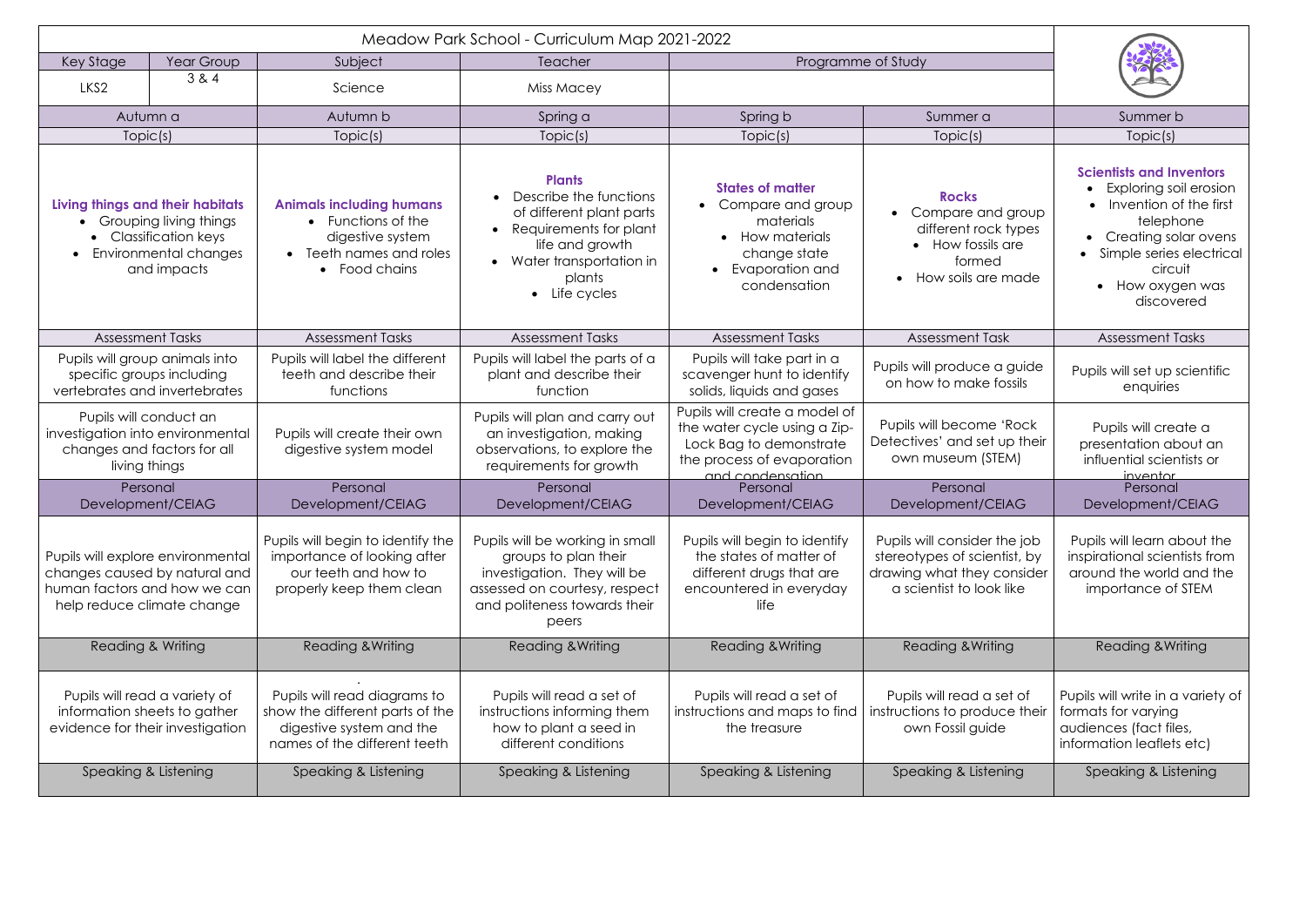# Meadow Park School - Curriculum Map 2021-2022

| Key Stage | Year Group | Subject | Teacher | Programme of Study |
|---|---|---|---|---|
| LKS2 | 3 & 4 | Science | Miss Macey | |

| Autumn a | Autumn b | Spring a | Spring b | Summer a | Summer b |
|---|---|---|---|---|---|
| **Topic(s)** | **Topic(s)** | **Topic(s)** | **Topic(s)** | **Topic(s)** | **Topic(s)** |
| **Living things and their habitats**<br>• Grouping living things<br>• Classification keys<br>• Environmental changes and impacts | **Animals including humans**<br>• Functions of the digestive system<br>• Teeth names and roles<br>• Food chains | **Plants**<br>• Describe the functions of different plant parts<br>• Requirements for plant life and growth<br>• Water transportation in plants<br>• Life cycles | **States of matter**<br>• Compare and group materials<br>• How materials change state<br>• Evaporation and condensation | **Rocks**<br>• Compare and group different rock types<br>• How fossils are formed<br>• How soils are made | **Scientists and Inventors**<br>• Exploring soil erosion<br>• Invention of the first telephone<br>• Creating solar ovens<br>• Simple series electrical circuit<br>• How oxygen was discovered |
| **Assessment Tasks** | **Assessment Tasks** | **Assessment Tasks** | **Assessment Tasks** | **Assessment Task** | **Assessment Tasks** |
| Pupils will group animals into specific groups including vertebrates and invertebrates | Pupils will label the different teeth and describe their functions | Pupils will label the parts of a plant and describe their function | Pupils will take part in a scavenger hunt to identify solids, liquids and gases | Pupils will produce a guide on how to make fossils | Pupils will set up scientific enquiries |
| Pupils will conduct an investigation into environmental changes and factors for all living things | Pupils will create their own digestive system model | Pupils will plan and carry out an investigation, making observations, to explore the requirements for growth | Pupils will create a model of the water cycle using a Zip-Lock Bag to demonstrate the process of evaporation and condensation | Pupils will become 'Rock Detectives' and set up their own museum (STEM) | Pupils will create a presentation about an influential scientists or inventor |
| **Personal Development/CEIAG** | **Personal Development/CEIAG** | **Personal Development/CEIAG** | **Personal Development/CEIAG** | **Personal Development/CEIAG** | **Personal Development/CEIAG** |
| Pupils will explore environmental changes caused by natural and human factors and how we can help reduce climate change | Pupils will begin to identify the importance of looking after our teeth and how to properly keep them clean | Pupils will be working in small groups to plan their investigation. They will be assessed on courtesy, respect and politeness towards their peers | Pupils will begin to identify the states of matter of different drugs that are encountered in everyday life | Pupils will consider the job stereotypes of scientist, by drawing what they consider a scientist to look like | Pupils will learn about the inspirational scientists from around the world and the importance of STEM |
| **Reading & Writing** | **Reading &Writing** | **Reading &Writing** | **Reading &Writing** | **Reading &Writing** | **Reading &Writing** |
| Pupils will read a variety of information sheets to gather evidence for their investigation | Pupils will read diagrams to show the different parts of the digestive system and the names of the different teeth | Pupils will read a set of instructions informing them how to plant a seed in different conditions | Pupils will read a set of instructions and maps to find the treasure | Pupils will read a set of instructions to produce their own Fossil guide | Pupils will write in a variety of formats for varying audiences (fact files, information leaflets etc) |
| **Speaking & Listening** | **Speaking & Listening** | **Speaking & Listening** | **Speaking & Listening** | **Speaking & Listening** | **Speaking & Listening** |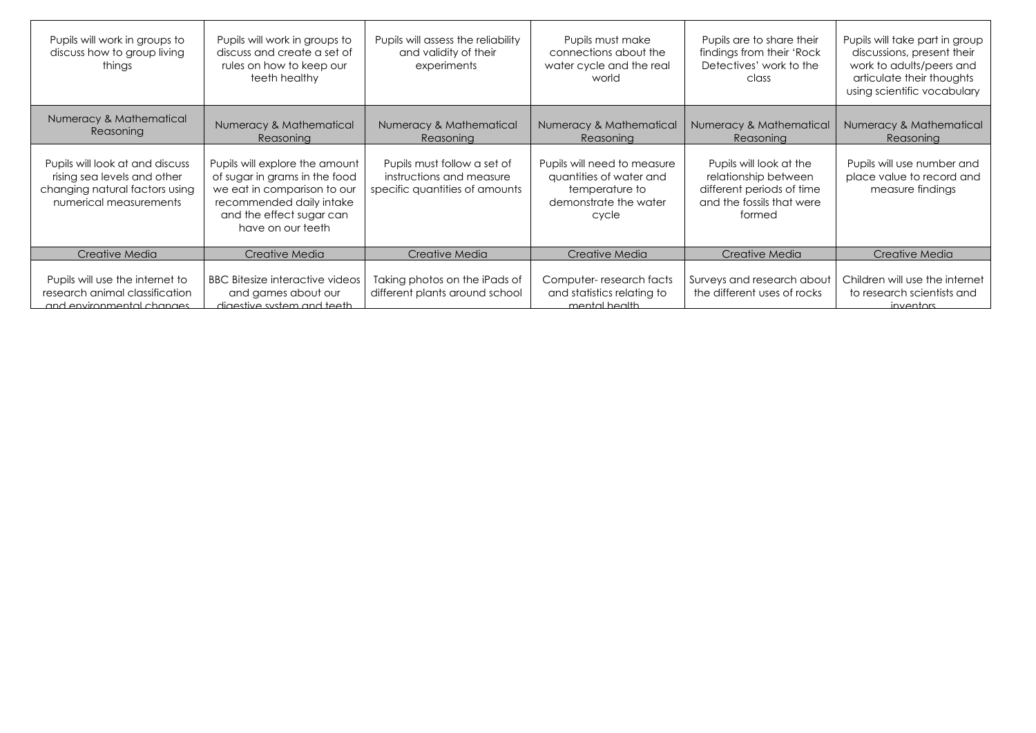| | | | | | |
|---|---|---|---|---|---|
| Pupils will work in groups to discuss how to group living things | Pupils will work in groups to discuss and create a set of rules on how to keep our teeth healthy | Pupils will assess the reliability and validity of their experiments | Pupils must make connections about the water cycle and the real world | Pupils are to share their findings from their 'Rock Detectives' work to the class | Pupils will take part in group discussions, present their work to adults/peers and articulate their thoughts using scientific vocabulary |
| Numeracy & Mathematical Reasoning | Numeracy & Mathematical Reasoning | Numeracy & Mathematical Reasoning | Numeracy & Mathematical Reasoning | Numeracy & Mathematical Reasoning | Numeracy & Mathematical Reasoning |
| Pupils will look at and discuss rising sea levels and other changing natural factors using numerical measurements | Pupils will explore the amount of sugar in grams in the food we eat in comparison to our recommended daily intake and the effect sugar can have on our teeth | Pupils must follow a set of instructions and measure specific quantities of amounts | Pupils will need to measure quantities of water and temperature to demonstrate the water cycle | Pupils will look at the relationship between different periods of time and the fossils that were formed | Pupils will use number and place value to record and measure findings |
| Creative Media | Creative Media | Creative Media | Creative Media | Creative Media | Creative Media |
| Pupils will use the internet to research animal classification and environmental changes | BBC Bitesize interactive videos and games about our digestive system and teeth | Taking photos on the iPads of different plants around school | Computer- research facts and statistics relating to mental health | Surveys and research about the different uses of rocks | Children will use the internet to research scientists and inventors |